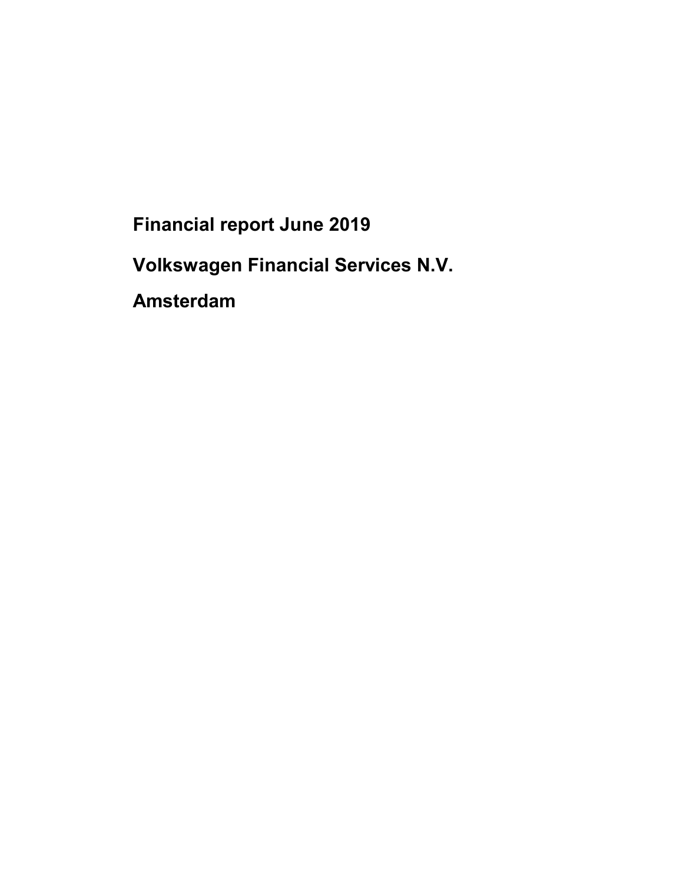# Financial report June 2019

# Volkswagen Financial Services N.V.

# Amsterdam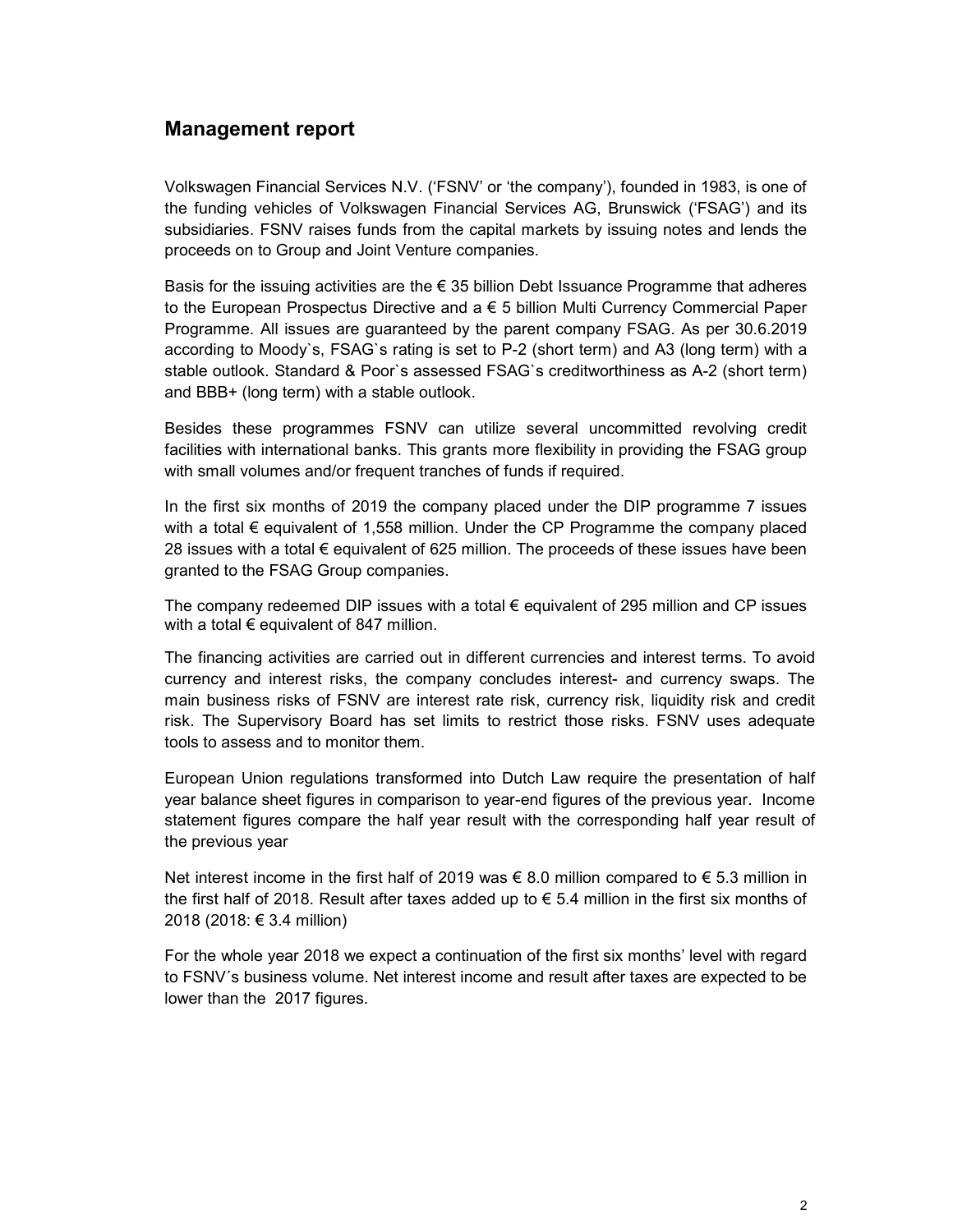## Management report

Volkswagen Financial Services N.V. ('FSNV' or 'the company'), founded in 1983, is one of the funding vehicles of Volkswagen Financial Services AG, Brunswick ('FSAG') and its subsidiaries. FSNV raises funds from the capital markets by issuing notes and lends the proceeds on to Group and Joint Venture companies.

Basis for the issuing activities are the € 35 billion Debt Issuance Programme that adheres to the European Prospectus Directive and a € 5 billion Multi Currency Commercial Paper Programme. All issues are guaranteed by the parent company FSAG. As per 30.6.2019 according to Moody`s, FSAG`s rating is set to P-2 (short term) and A3 (long term) with a stable outlook. Standard & Poor`s assessed FSAG`s creditworthiness as A-2 (short term) and BBB+ (long term) with a stable outlook.

Besides these programmes FSNV can utilize several uncommitted revolving credit facilities with international banks. This grants more flexibility in providing the FSAG group with small volumes and/or frequent tranches of funds if required.

In the first six months of 2019 the company placed under the DIP programme 7 issues with a total € equivalent of 1,558 million. Under the CP Programme the company placed 28 issues with a total € equivalent of 625 million. The proceeds of these issues have been granted to the FSAG Group companies.

The company redeemed DIP issues with a total € equivalent of 295 million and CP issues with a total € equivalent of 847 million.

The financing activities are carried out in different currencies and interest terms. To avoid currency and interest risks, the company concludes interest- and currency swaps. The main business risks of FSNV are interest rate risk, currency risk, liquidity risk and credit risk. The Supervisory Board has set limits to restrict those risks. FSNV uses adequate tools to assess and to monitor them.

European Union regulations transformed into Dutch Law require the presentation of half year balance sheet figures in comparison to year-end figures of the previous year. Income statement figures compare the half year result with the corresponding half year result of the previous year

Net interest income in the first half of 2019 was € 8.0 million compared to € 5.3 million in the first half of 2018. Result after taxes added up to € 5.4 million in the first six months of 2018 (2018: € 3.4 million)

For the whole year 2018 we expect a continuation of the first six months' level with regard to FSNV´s business volume. Net interest income and result after taxes are expected to be lower than the 2017 figures.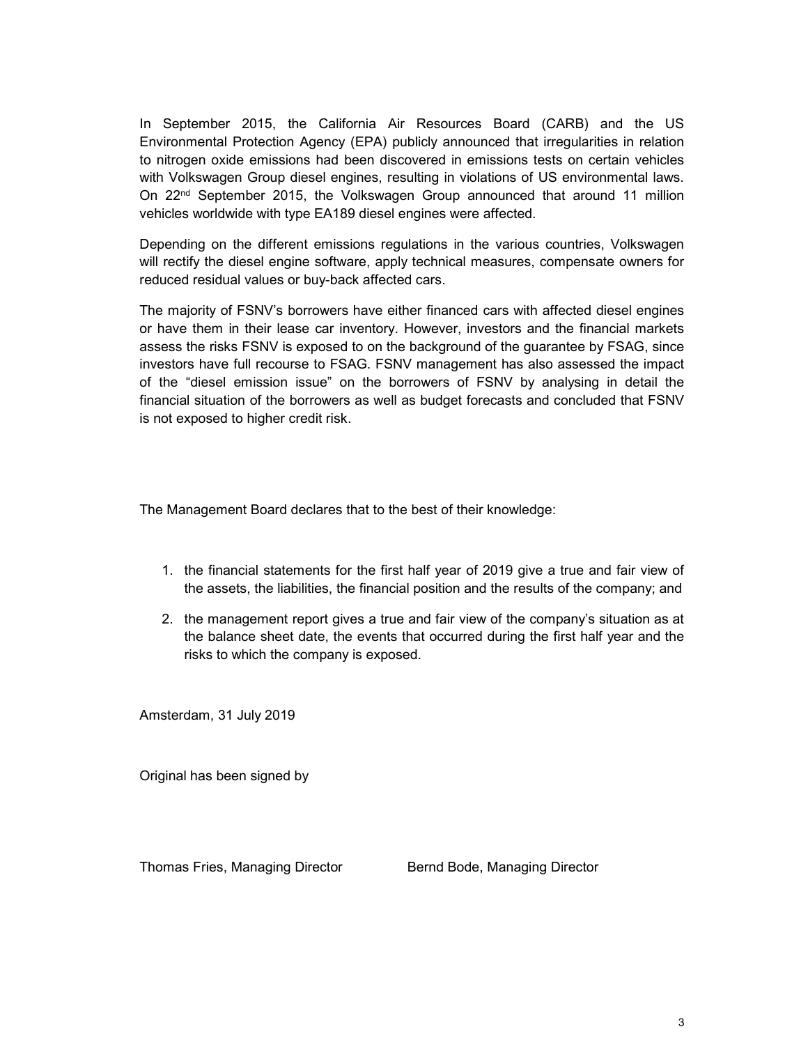In September 2015, the California Air Resources Board (CARB) and the US Environmental Protection Agency (EPA) publicly announced that irregularities in relation to nitrogen oxide emissions had been discovered in emissions tests on certain vehicles with Volkswagen Group diesel engines, resulting in violations of US environmental laws. On 22nd September 2015, the Volkswagen Group announced that around 11 million vehicles worldwide with type EA189 diesel engines were affected.

Depending on the different emissions regulations in the various countries, Volkswagen will rectify the diesel engine software, apply technical measures, compensate owners for reduced residual values or buy-back affected cars.

The majority of FSNV's borrowers have either financed cars with affected diesel engines or have them in their lease car inventory. However, investors and the financial markets assess the risks FSNV is exposed to on the background of the guarantee by FSAG, since investors have full recourse to FSAG. FSNV management has also assessed the impact of the "diesel emission issue" on the borrowers of FSNV by analysing in detail the financial situation of the borrowers as well as budget forecasts and concluded that FSNV is not exposed to higher credit risk.

The Management Board declares that to the best of their knowledge:

1. the financial statements for the first half year of 2019 give a true and fair view of the assets, the liabilities, the financial position and the results of the company; and
2. the management report gives a true and fair view of the company's situation as at the balance sheet date, the events that occurred during the first half year and the risks to which the company is exposed.

Amsterdam, 31 July 2019

Original has been signed by

Thomas Fries, Managing Director          Bernd Bode, Managing Director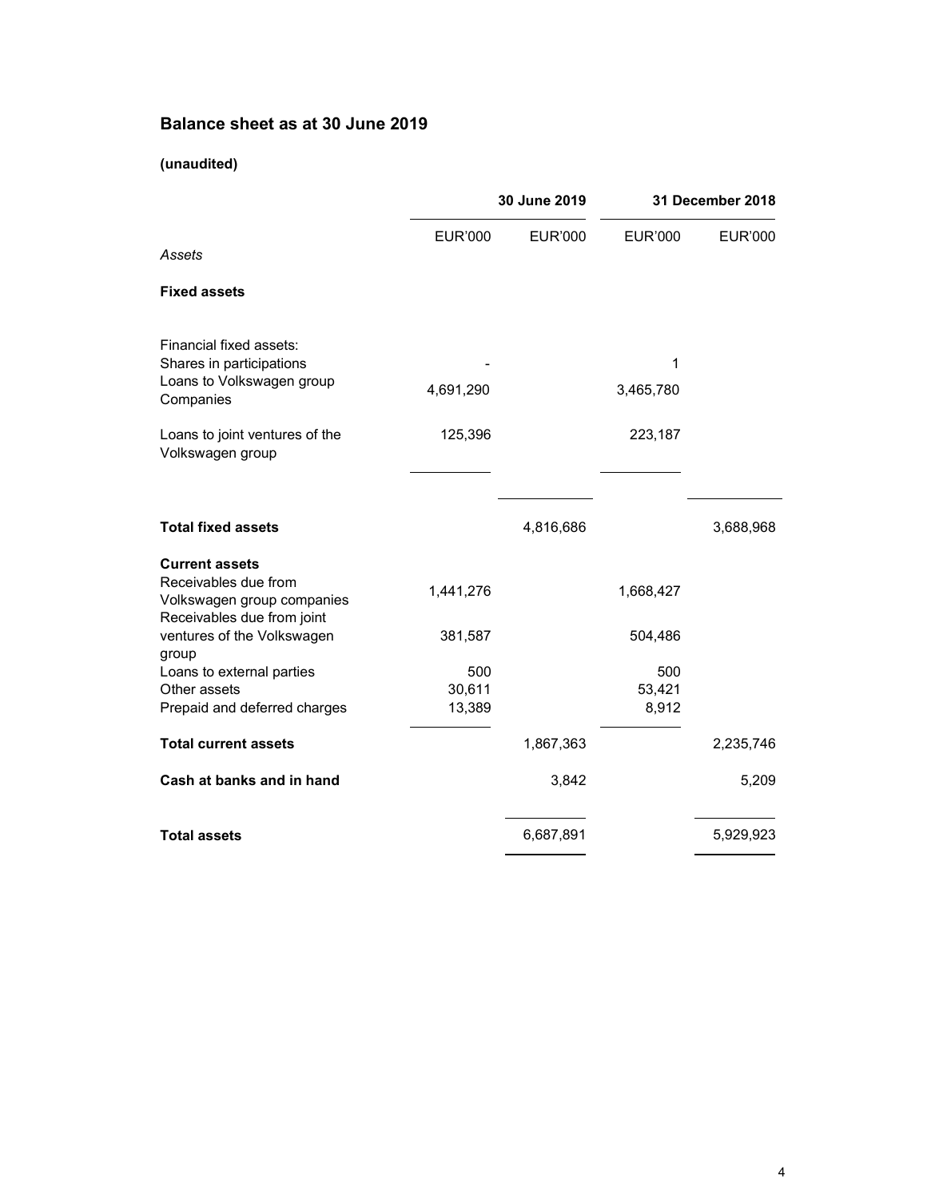# Balance sheet as at 30 June 2019

**(unaudited)**

| | 30 June 2019 | | 31 December 2018 | |
|---|---|---|---|---|
| | EUR'000 | EUR'000 | EUR'000 | EUR'000 |
| *Assets* | | | | |
| **Fixed assets** | | | | |
| Financial fixed assets: | | | | |
| Shares in participations | - | | 1 | |
| Loans to Volkswagen group Companies | 4,691,290 | | 3,465,780 | |
| Loans to joint ventures of the Volkswagen group | 125,396 | | 223,187 | |
| **Total fixed assets** | | 4,816,686 | | 3,688,968 |
| **Current assets** | | | | |
| Receivables due from Volkswagen group companies | 1,441,276 | | 1,668,427 | |
| Receivables due from joint ventures of the Volkswagen group | 381,587 | | 504,486 | |
| Loans to external parties | 500 | | 500 | |
| Other assets | 30,611 | | 53,421 | |
| Prepaid and deferred charges | 13,389 | | 8,912 | |
| **Total current assets** | | 1,867,363 | | 2,235,746 |
| **Cash at banks and in hand** | | 3,842 | | 5,209 |
| **Total assets** | | 6,687,891 | | 5,929,923 |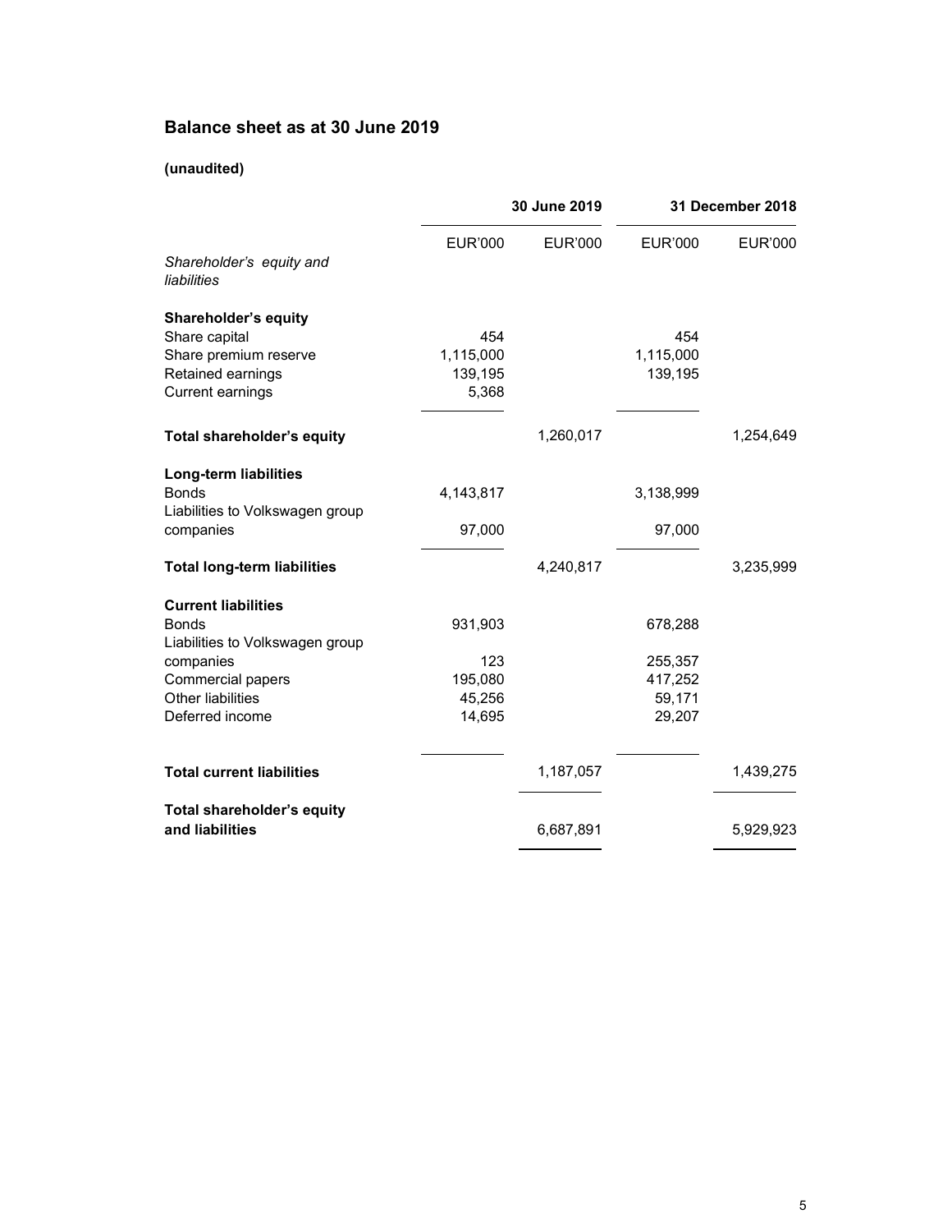## Balance sheet as at 30 June 2019

**(unaudited)**

| | 30 June 2019 | | 31 December 2018 | |
|---|---|---|---|---|
| | EUR'000 | EUR'000 | EUR'000 | EUR'000 |
| *Shareholder's equity and liabilities* | | | | |
| **Shareholder's equity** | | | | |
| Share capital | 454 | | 454 | |
| Share premium reserve | 1,115,000 | | 1,115,000 | |
| Retained earnings | 139,195 | | 139,195 | |
| Current earnings | 5,368 | | | |
| **Total shareholder's equity** | | 1,260,017 | | 1,254,649 |
| **Long-term liabilities** | | | | |
| Bonds | 4,143,817 | | 3,138,999 | |
| Liabilities to Volkswagen group companies | 97,000 | | 97,000 | |
| **Total long-term liabilities** | | 4,240,817 | | 3,235,999 |
| **Current liabilities** | | | | |
| Bonds | 931,903 | | 678,288 | |
| Liabilities to Volkswagen group companies | 123 | | 255,357 | |
| Commercial papers | 195,080 | | 417,252 | |
| Other liabilities | 45,256 | | 59,171 | |
| Deferred income | 14,695 | | 29,207 | |
| **Total current liabilities** | | 1,187,057 | | 1,439,275 |
| **Total shareholder's equity and liabilities** | | 6,687,891 | | 5,929,923 |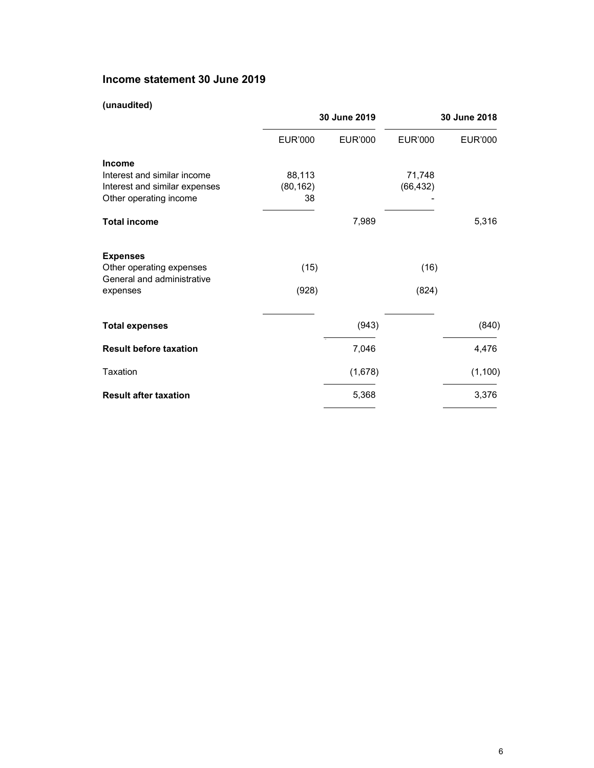## Income statement 30 June 2019

**(unaudited)**

| | 30 June 2019 | | 30 June 2018 | |
|---|---|---|---|---|
| | EUR'000 | EUR'000 | EUR'000 | EUR'000 |
| **Income** | | | | |
| Interest and similar income | 88,113 | | 71,748 | |
| Interest and similar expenses | (80,162) | | (66,432) | |
| Other operating income | 38 | | - | |
| **Total income** | | 7,989 | | 5,316 |
| **Expenses** | | | | |
| Other operating expenses | (15) | | (16) | |
| General and administrative expenses | (928) | | (824) | |
| **Total expenses** | | (943) | | (840) |
| **Result before taxation** | | 7,046 | | 4,476 |
| Taxation | | (1,678) | | (1,100) |
| **Result after taxation** | | 5,368 | | 3,376 |